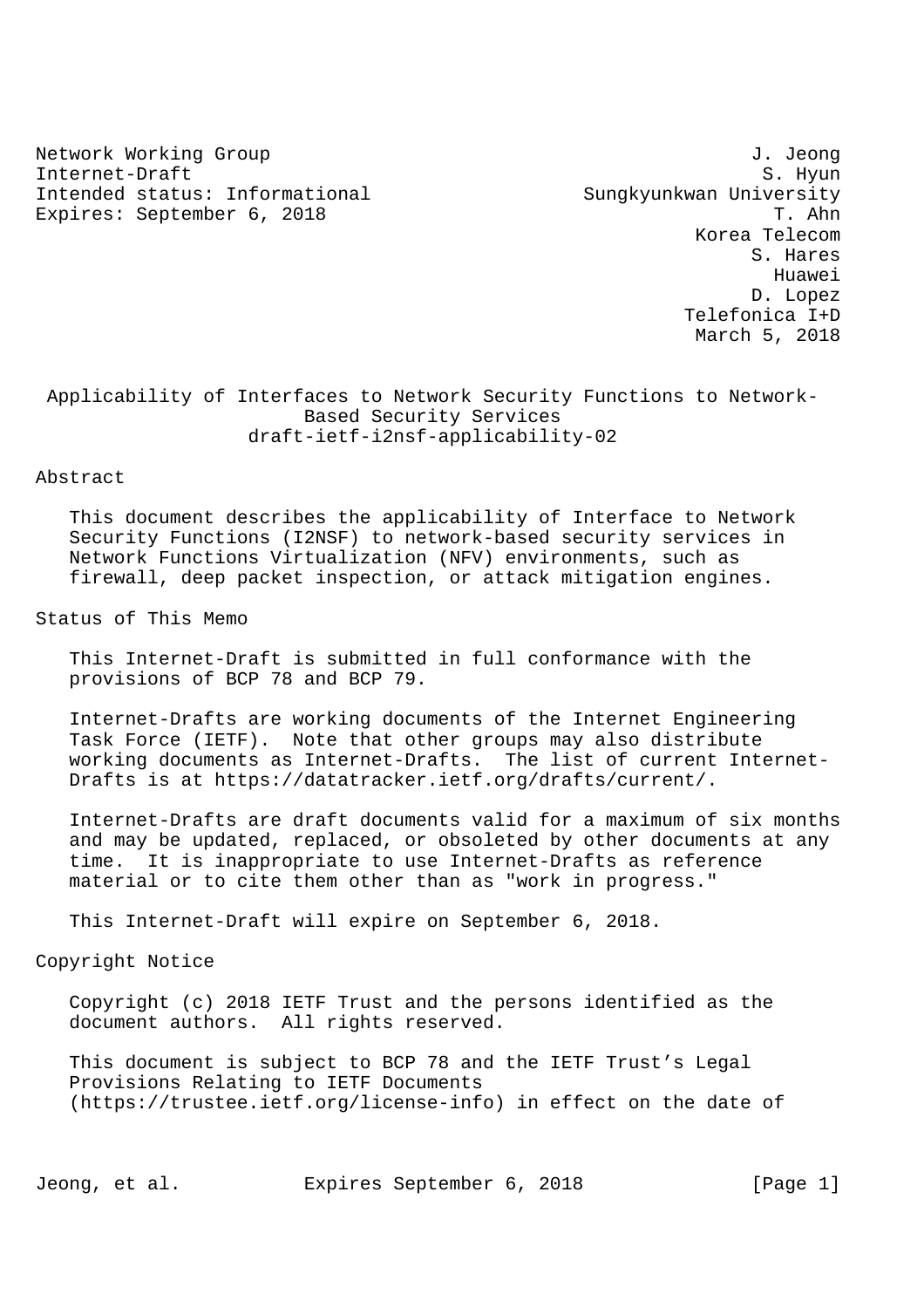Network Working Group J. Jeong
Internet-Draft S. Hyun
Intended status: Informational Sungkyunkwan University
Expires: September 6, 2018 T. Ahn
Korea Telecom
S. Hares
Huawei
D. Lopez
Telefonica I+D
March 5, 2018

# Applicability of Interfaces to Network Security Functions to Network-Based Security Services
draft-ietf-i2nsf-applicability-02

## Abstract

This document describes the applicability of Interface to Network Security Functions (I2NSF) to network-based security services in Network Functions Virtualization (NFV) environments, such as firewall, deep packet inspection, or attack mitigation engines.

## Status of This Memo

This Internet-Draft is submitted in full conformance with the provisions of BCP 78 and BCP 79.

Internet-Drafts are working documents of the Internet Engineering Task Force (IETF). Note that other groups may also distribute working documents as Internet-Drafts. The list of current Internet-Drafts is at https://datatracker.ietf.org/drafts/current/.

Internet-Drafts are draft documents valid for a maximum of six months and may be updated, replaced, or obsoleted by other documents at any time. It is inappropriate to use Internet-Drafts as reference material or to cite them other than as "work in progress."

This Internet-Draft will expire on September 6, 2018.

## Copyright Notice

Copyright (c) 2018 IETF Trust and the persons identified as the document authors. All rights reserved.

This document is subject to BCP 78 and the IETF Trust's Legal Provisions Relating to IETF Documents (https://trustee.ietf.org/license-info) in effect on the date of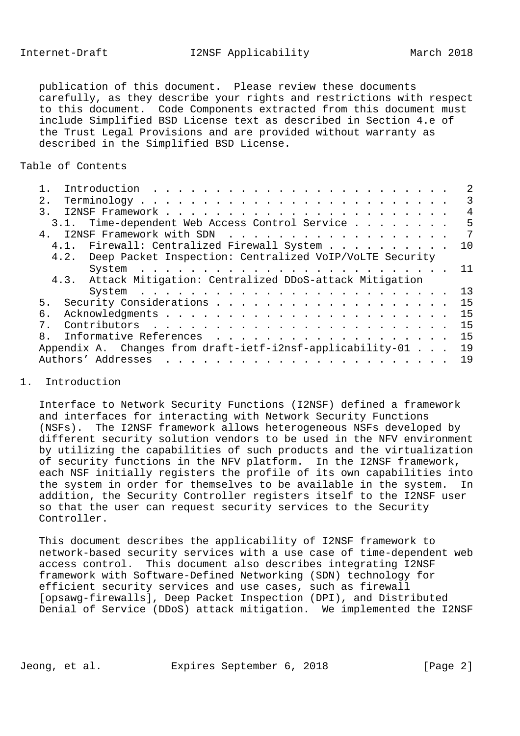publication of this document. Please review these documents carefully, as they describe your rights and restrictions with respect to this document. Code Components extracted from this document must include Simplified BSD License text as described in Section 4.e of the Trust Legal Provisions and are provided without warranty as described in the Simplified BSD License.

## Table of Contents

- 1. Introduction . . . . . . . . . . . . . . . . . . . . . . . . 2
- 2. Terminology . . . . . . . . . . . . . . . . . . . . . . . . . 3
- 3. I2NSF Framework . . . . . . . . . . . . . . . . . . . . . . . 4
  - 3.1. Time-dependent Web Access Control Service . . . . . . . . 5
- 4. I2NSF Framework with SDN . . . . . . . . . . . . . . . . . . 7
  - 4.1. Firewall: Centralized Firewall System . . . . . . . . . . 10
  - 4.2. Deep Packet Inspection: Centralized VoIP/VoLTE Security System . . . . . . . . . . . . . . . . . . . . . . . . . 11
  - 4.3. Attack Mitigation: Centralized DDoS-attack Mitigation System . . . . . . . . . . . . . . . . . . . . . . . . . 13
- 5. Security Considerations . . . . . . . . . . . . . . . . . . . 15
- 6. Acknowledgments . . . . . . . . . . . . . . . . . . . . . . . 15
- 7. Contributors . . . . . . . . . . . . . . . . . . . . . . . . 15
- 8. Informative References . . . . . . . . . . . . . . . . . . . 15
- Appendix A. Changes from draft-ietf-i2nsf-applicability-01 . . . 19
- Authors' Addresses . . . . . . . . . . . . . . . . . . . . . . . 19

## 1. Introduction

Interface to Network Security Functions (I2NSF) defined a framework and interfaces for interacting with Network Security Functions (NSFs). The I2NSF framework allows heterogeneous NSFs developed by different security solution vendors to be used in the NFV environment by utilizing the capabilities of such products and the virtualization of security functions in the NFV platform. In the I2NSF framework, each NSF initially registers the profile of its own capabilities into the system in order for themselves to be available in the system. In addition, the Security Controller registers itself to the I2NSF user so that the user can request security services to the Security Controller.

This document describes the applicability of I2NSF framework to network-based security services with a use case of time-dependent web access control. This document also describes integrating I2NSF framework with Software-Defined Networking (SDN) technology for efficient security services and use cases, such as firewall [opsawg-firewalls], Deep Packet Inspection (DPI), and Distributed Denial of Service (DDoS) attack mitigation. We implemented the I2NSF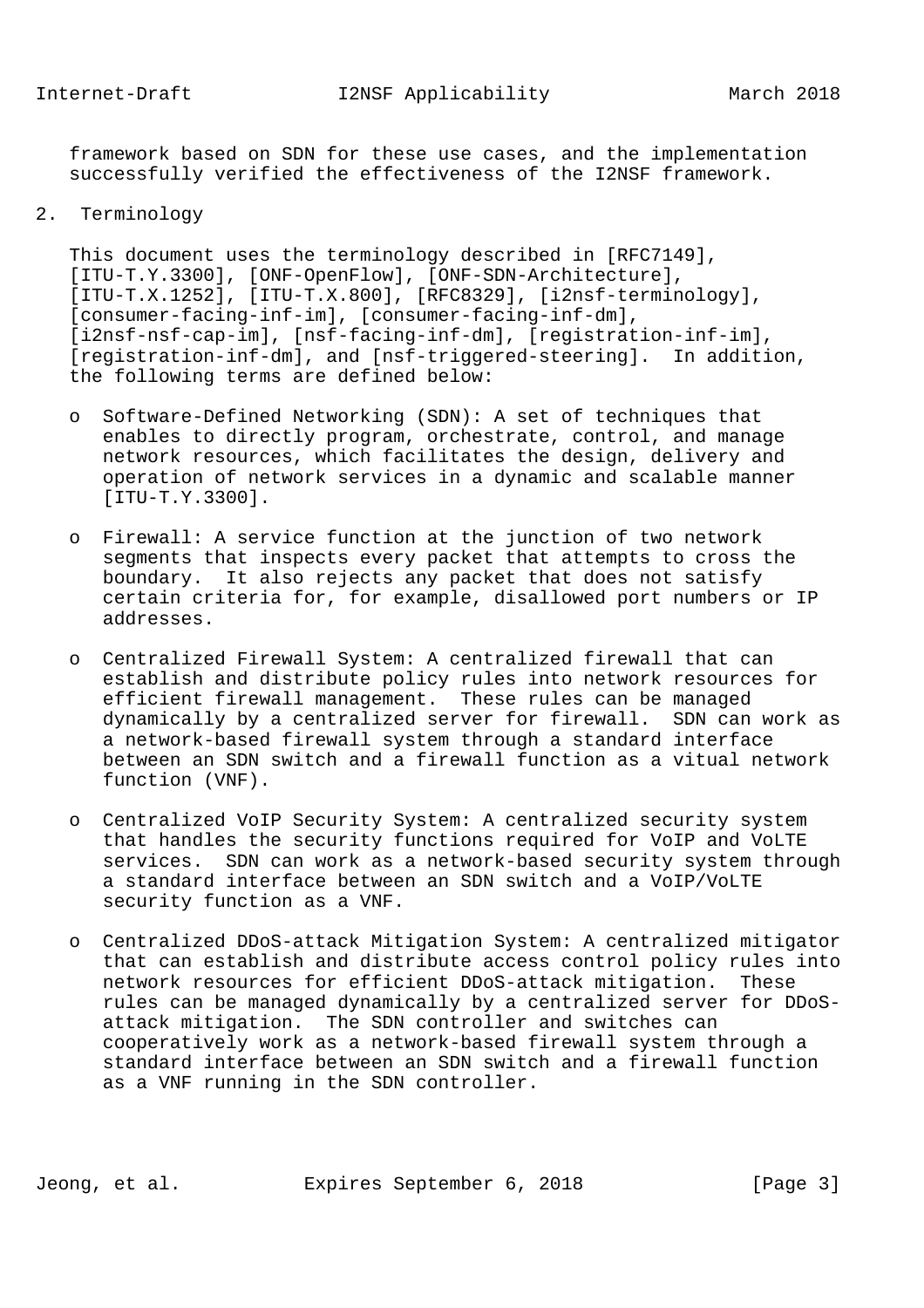framework based on SDN for these use cases, and the implementation successfully verified the effectiveness of the I2NSF framework.

## 2. Terminology

This document uses the terminology described in [RFC7149], [ITU-T.Y.3300], [ONF-OpenFlow], [ONF-SDN-Architecture], [ITU-T.X.1252], [ITU-T.X.800], [RFC8329], [i2nsf-terminology], [consumer-facing-inf-im], [consumer-facing-inf-dm], [i2nsf-nsf-cap-im], [nsf-facing-inf-dm], [registration-inf-im], [registration-inf-dm], and [nsf-triggered-steering]. In addition, the following terms are defined below:

- Software-Defined Networking (SDN): A set of techniques that enables to directly program, orchestrate, control, and manage network resources, which facilitates the design, delivery and operation of network services in a dynamic and scalable manner [ITU-T.Y.3300].

- Firewall: A service function at the junction of two network segments that inspects every packet that attempts to cross the boundary. It also rejects any packet that does not satisfy certain criteria for, for example, disallowed port numbers or IP addresses.

- Centralized Firewall System: A centralized firewall that can establish and distribute policy rules into network resources for efficient firewall management. These rules can be managed dynamically by a centralized server for firewall. SDN can work as a network-based firewall system through a standard interface between an SDN switch and a firewall function as a vitual network function (VNF).

- Centralized VoIP Security System: A centralized security system that handles the security functions required for VoIP and VoLTE services. SDN can work as a network-based security system through a standard interface between an SDN switch and a VoIP/VoLTE security function as a VNF.

- Centralized DDoS-attack Mitigation System: A centralized mitigator that can establish and distribute access control policy rules into network resources for efficient DDoS-attack mitigation. These rules can be managed dynamically by a centralized server for DDoS-attack mitigation. The SDN controller and switches can cooperatively work as a network-based firewall system through a standard interface between an SDN switch and a firewall function as a VNF running in the SDN controller.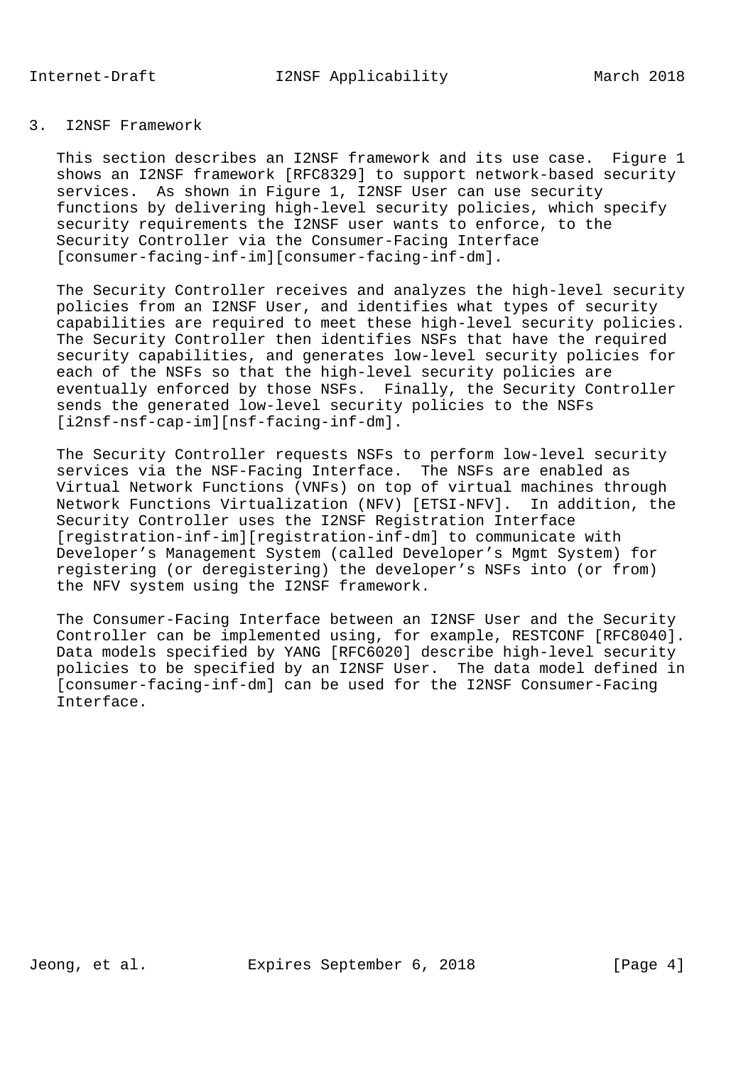## 3. I2NSF Framework

This section describes an I2NSF framework and its use case. Figure 1 shows an I2NSF framework [RFC8329] to support network-based security services. As shown in Figure 1, I2NSF User can use security functions by delivering high-level security policies, which specify security requirements the I2NSF user wants to enforce, to the Security Controller via the Consumer-Facing Interface [consumer-facing-inf-im][consumer-facing-inf-dm].

The Security Controller receives and analyzes the high-level security policies from an I2NSF User, and identifies what types of security capabilities are required to meet these high-level security policies. The Security Controller then identifies NSFs that have the required security capabilities, and generates low-level security policies for each of the NSFs so that the high-level security policies are eventually enforced by those NSFs. Finally, the Security Controller sends the generated low-level security policies to the NSFs [i2nsf-nsf-cap-im][nsf-facing-inf-dm].

The Security Controller requests NSFs to perform low-level security services via the NSF-Facing Interface. The NSFs are enabled as Virtual Network Functions (VNFs) on top of virtual machines through Network Functions Virtualization (NFV) [ETSI-NFV]. In addition, the Security Controller uses the I2NSF Registration Interface [registration-inf-im][registration-inf-dm] to communicate with Developer's Management System (called Developer's Mgmt System) for registering (or deregistering) the developer's NSFs into (or from) the NFV system using the I2NSF framework.

The Consumer-Facing Interface between an I2NSF User and the Security Controller can be implemented using, for example, RESTCONF [RFC8040]. Data models specified by YANG [RFC6020] describe high-level security policies to be specified by an I2NSF User. The data model defined in [consumer-facing-inf-dm] can be used for the I2NSF Consumer-Facing Interface.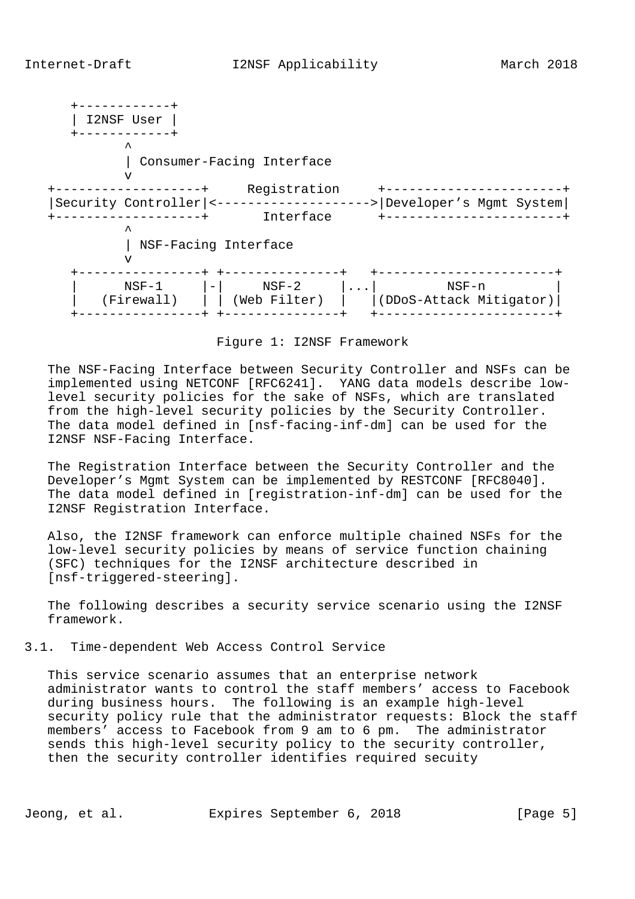```
      +------------+
      | I2NSF User |
      +------------+
             ^
             | Consumer-Facing Interface
             v
   +-------------------+     Registration     +-----------------------+
   |Security Controller|<-------------------->|Developer's Mgmt System|
   +-------------------+       Interface      +-----------------------+
             ^
             | NSF-Facing Interface
             v
      +----------------+ +---------------+   +-----------------------+
      |      NSF-1     |-|     NSF-2     |...|         NSF-n         |
      |   (Firewall)   | | (Web Filter)  |   |(DDoS-Attack Mitigator)|
      +----------------+ +---------------+   +-----------------------+
```

Figure 1: I2NSF Framework

The NSF-Facing Interface between Security Controller and NSFs can be implemented using NETCONF [RFC6241]. YANG data models describe low-level security policies for the sake of NSFs, which are translated from the high-level security policies by the Security Controller. The data model defined in [nsf-facing-inf-dm] can be used for the I2NSF NSF-Facing Interface.

The Registration Interface between the Security Controller and the Developer's Mgmt System can be implemented by RESTCONF [RFC8040]. The data model defined in [registration-inf-dm] can be used for the I2NSF Registration Interface.

Also, the I2NSF framework can enforce multiple chained NSFs for the low-level security policies by means of service function chaining (SFC) techniques for the I2NSF architecture described in [nsf-triggered-steering].

The following describes a security service scenario using the I2NSF framework.

### 3.1. Time-dependent Web Access Control Service

This service scenario assumes that an enterprise network administrator wants to control the staff members' access to Facebook during business hours. The following is an example high-level security policy rule that the administrator requests: Block the staff members' access to Facebook from 9 am to 6 pm. The administrator sends this high-level security policy to the security controller, then the security controller identifies required secuity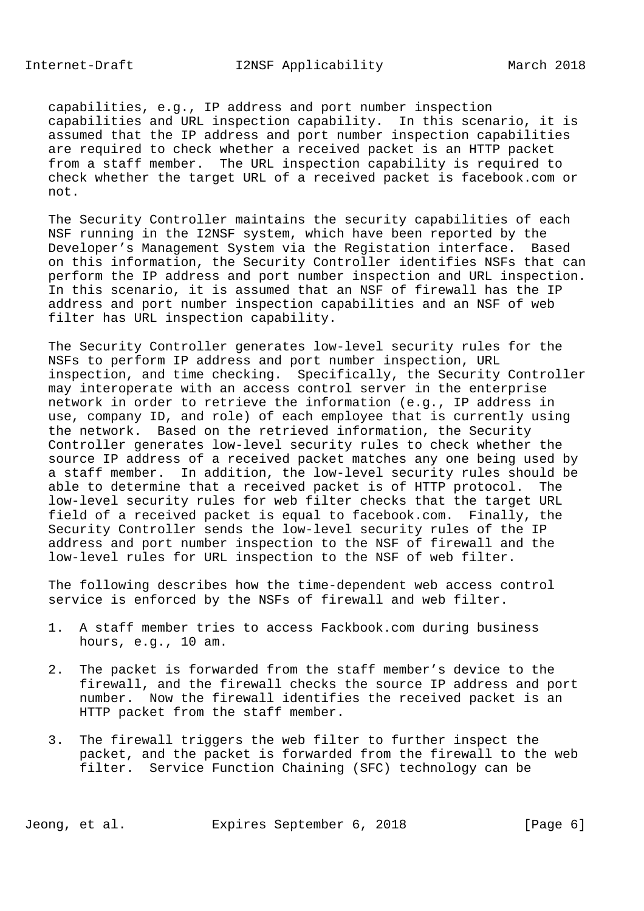capabilities, e.g., IP address and port number inspection capabilities and URL inspection capability. In this scenario, it is assumed that the IP address and port number inspection capabilities are required to check whether a received packet is an HTTP packet from a staff member. The URL inspection capability is required to check whether the target URL of a received packet is facebook.com or not.

The Security Controller maintains the security capabilities of each NSF running in the I2NSF system, which have been reported by the Developer's Management System via the Registation interface. Based on this information, the Security Controller identifies NSFs that can perform the IP address and port number inspection and URL inspection. In this scenario, it is assumed that an NSF of firewall has the IP address and port number inspection capabilities and an NSF of web filter has URL inspection capability.

The Security Controller generates low-level security rules for the NSFs to perform IP address and port number inspection, URL inspection, and time checking. Specifically, the Security Controller may interoperate with an access control server in the enterprise network in order to retrieve the information (e.g., IP address in use, company ID, and role) of each employee that is currently using the network. Based on the retrieved information, the Security Controller generates low-level security rules to check whether the source IP address of a received packet matches any one being used by a staff member. In addition, the low-level security rules should be able to determine that a received packet is of HTTP protocol. The low-level security rules for web filter checks that the target URL field of a received packet is equal to facebook.com. Finally, the Security Controller sends the low-level security rules of the IP address and port number inspection to the NSF of firewall and the low-level rules for URL inspection to the NSF of web filter.

The following describes how the time-dependent web access control service is enforced by the NSFs of firewall and web filter.

1. A staff member tries to access Fackbook.com during business hours, e.g., 10 am.

2. The packet is forwarded from the staff member's device to the firewall, and the firewall checks the source IP address and port number. Now the firewall identifies the received packet is an HTTP packet from the staff member.

3. The firewall triggers the web filter to further inspect the packet, and the packet is forwarded from the firewall to the web filter. Service Function Chaining (SFC) technology can be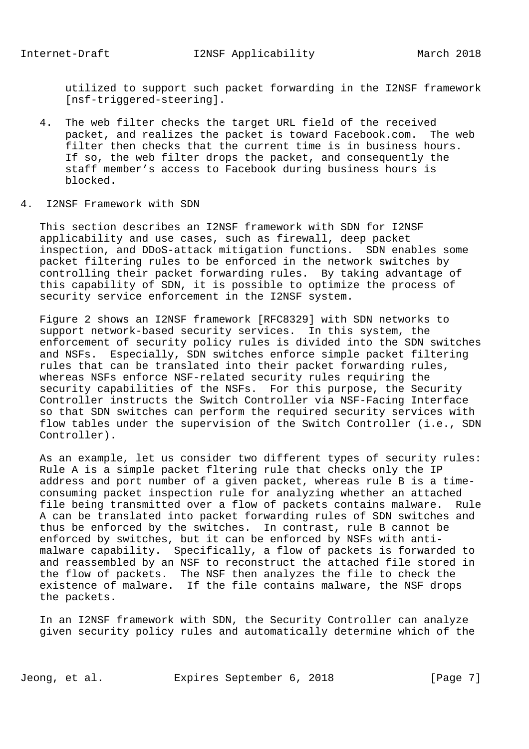utilized to support such packet forwarding in the I2NSF framework [nsf-triggered-steering].

4. The web filter checks the target URL field of the received packet, and realizes the packet is toward Facebook.com. The web filter then checks that the current time is in business hours. If so, the web filter drops the packet, and consequently the staff member's access to Facebook during business hours is blocked.

# 4. I2NSF Framework with SDN

This section describes an I2NSF framework with SDN for I2NSF applicability and use cases, such as firewall, deep packet inspection, and DDoS-attack mitigation functions. SDN enables some packet filtering rules to be enforced in the network switches by controlling their packet forwarding rules. By taking advantage of this capability of SDN, it is possible to optimize the process of security service enforcement in the I2NSF system.

Figure 2 shows an I2NSF framework [RFC8329] with SDN networks to support network-based security services. In this system, the enforcement of security policy rules is divided into the SDN switches and NSFs. Especially, SDN switches enforce simple packet filtering rules that can be translated into their packet forwarding rules, whereas NSFs enforce NSF-related security rules requiring the security capabilities of the NSFs. For this purpose, the Security Controller instructs the Switch Controller via NSF-Facing Interface so that SDN switches can perform the required security services with flow tables under the supervision of the Switch Controller (i.e., SDN Controller).

As an example, let us consider two different types of security rules: Rule A is a simple packet fltering rule that checks only the IP address and port number of a given packet, whereas rule B is a time-consuming packet inspection rule for analyzing whether an attached file being transmitted over a flow of packets contains malware. Rule A can be translated into packet forwarding rules of SDN switches and thus be enforced by the switches. In contrast, rule B cannot be enforced by switches, but it can be enforced by NSFs with anti-malware capability. Specifically, a flow of packets is forwarded to and reassembled by an NSF to reconstruct the attached file stored in the flow of packets. The NSF then analyzes the file to check the existence of malware. If the file contains malware, the NSF drops the packets.

In an I2NSF framework with SDN, the Security Controller can analyze given security policy rules and automatically determine which of the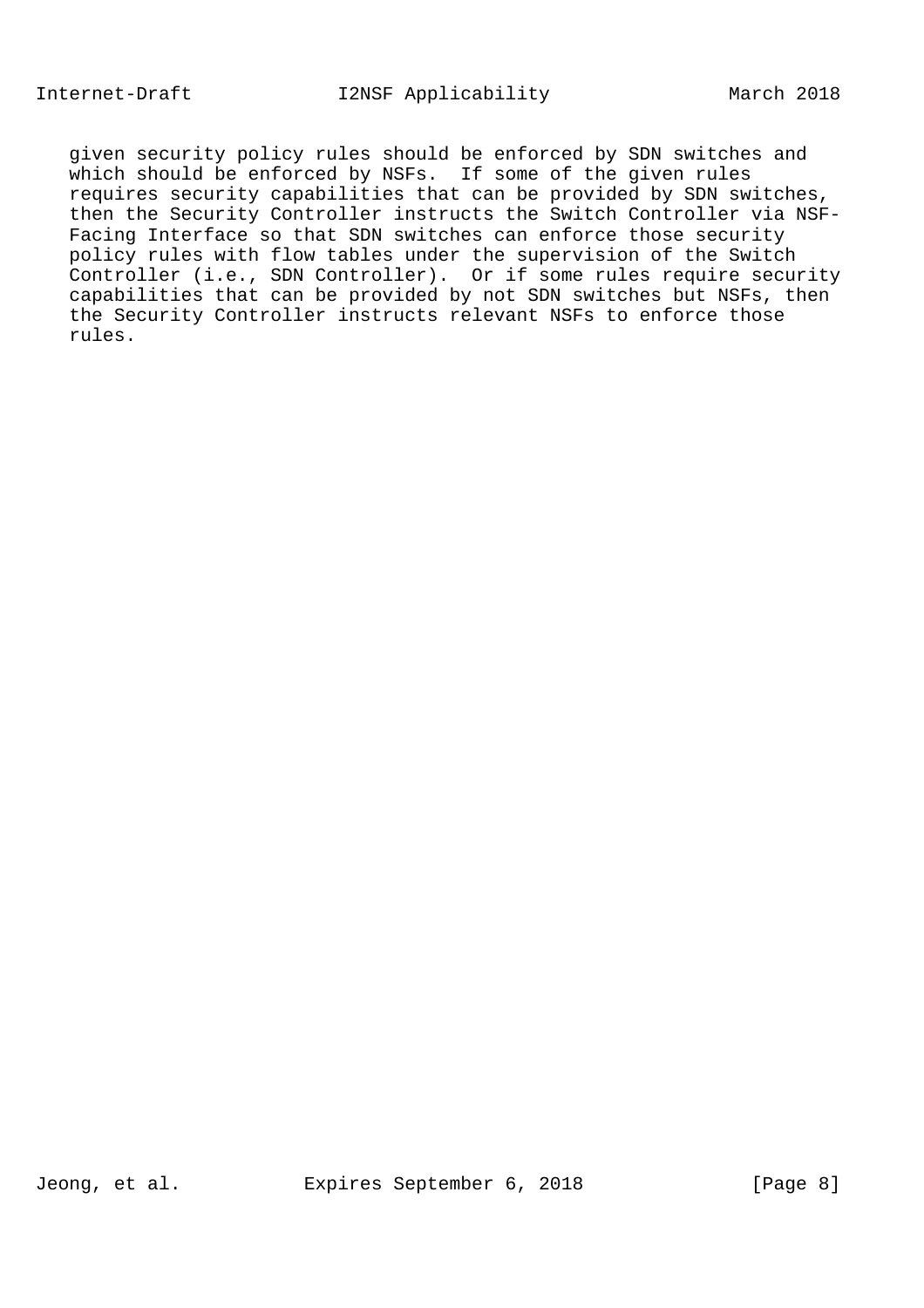given security policy rules should be enforced by SDN switches and which should be enforced by NSFs. If some of the given rules requires security capabilities that can be provided by SDN switches, then the Security Controller instructs the Switch Controller via NSF-Facing Interface so that SDN switches can enforce those security policy rules with flow tables under the supervision of the Switch Controller (i.e., SDN Controller). Or if some rules require security capabilities that can be provided by not SDN switches but NSFs, then the Security Controller instructs relevant NSFs to enforce those rules.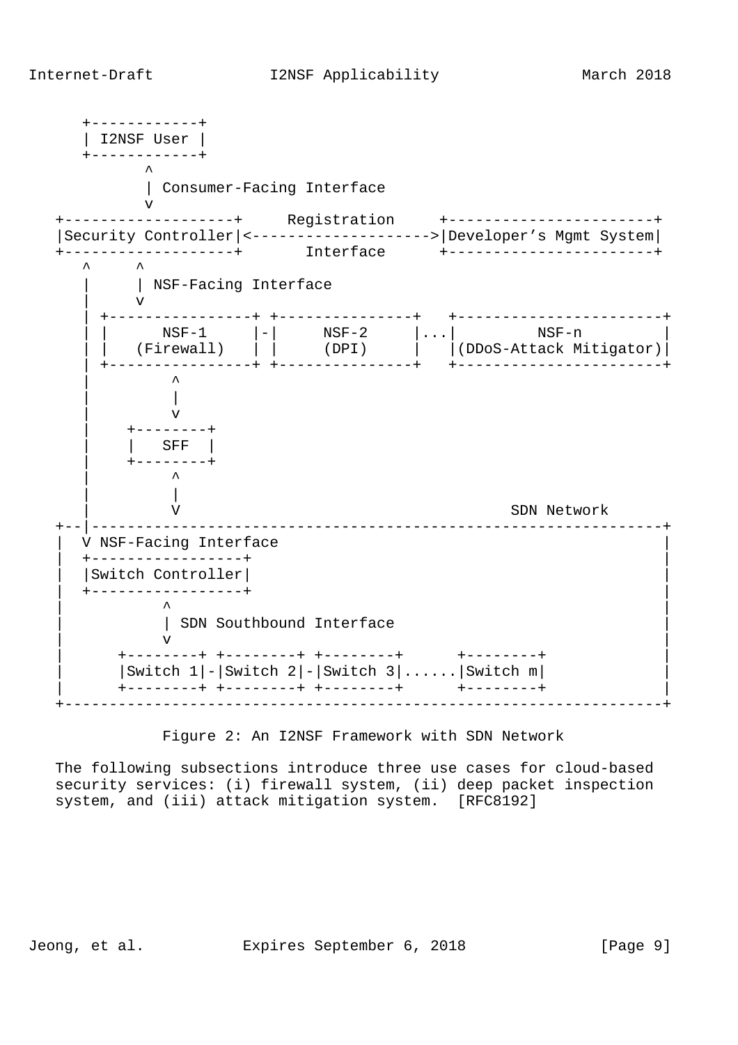```
       +------------+
       | I2NSF User |
       +------------+
              ^
              | Consumer-Facing Interface
              v
   +-------------------+     Registration     +-----------------------+
   |Security Controller|<-------------------->|Developer's Mgmt System|
   +-------------------+       Interface      +-----------------------+
      ^     ^
      |     | NSF-Facing Interface
      |     v
      | +----------------+ +---------------+   +-----------------------+
      | |      NSF-1     |-|     NSF-2     |...|         NSF-n         |
      | |   (Firewall)   | |     (DPI)     |   |(DDoS-Attack Mitigator)|
      | +----------------+ +---------------+   +-----------------------+
      |         ^
      |         |
      |         v
      |    +--------+
      |    |   SFF  |
      |    +--------+
      |         ^
      |         |
      |         V                                      SDN Network
   +--|----------------------------------------------------------------+
   |  V NSF-Facing Interface                                           |
   |  +-----------------+                                              |
   |  |Switch Controller|                                              |
   |  +-----------------+                                              |
   |           ^                                                       |
   |           | SDN Southbound Interface                              |
   |           v                                                       |
   |      +--------+ +--------+ +--------+      +--------+             |
   |      |Switch 1|-|Switch 2|-|Switch 3|......|Switch m|             |
   |      +--------+ +--------+ +--------+      +--------+             |
   +-------------------------------------------------------------------+
```

Figure 2: An I2NSF Framework with SDN Network

The following subsections introduce three use cases for cloud-based security services: (i) firewall system, (ii) deep packet inspection system, and (iii) attack mitigation system. [RFC8192]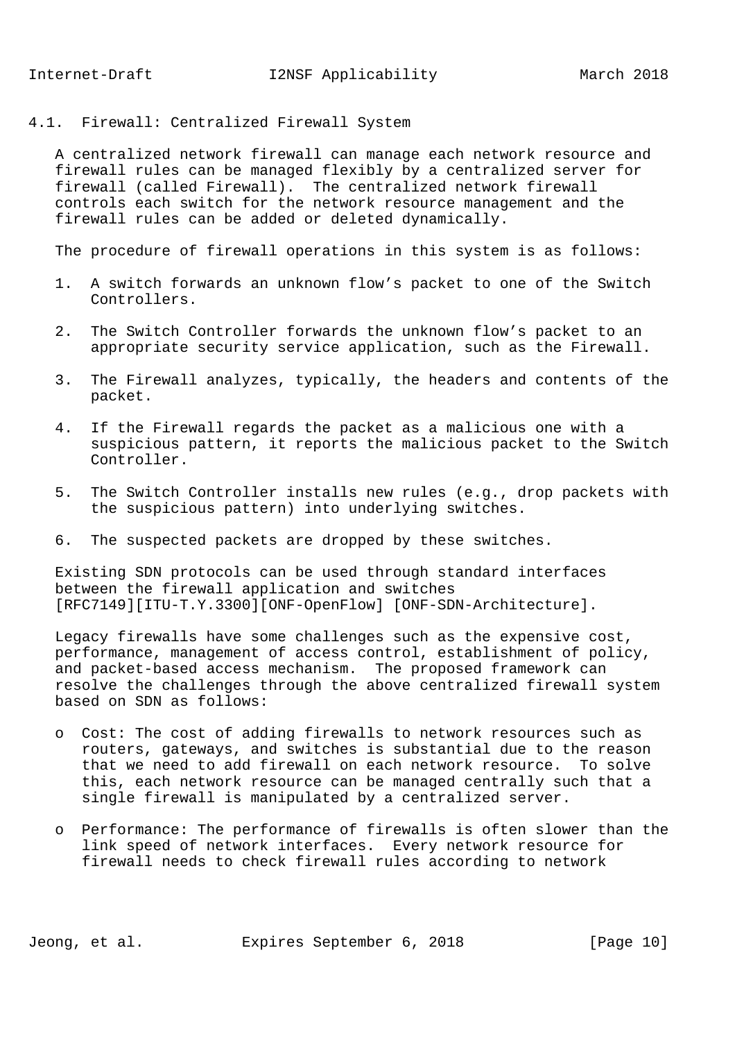### 4.1. Firewall: Centralized Firewall System

A centralized network firewall can manage each network resource and firewall rules can be managed flexibly by a centralized server for firewall (called Firewall). The centralized network firewall controls each switch for the network resource management and the firewall rules can be added or deleted dynamically.

The procedure of firewall operations in this system is as follows:

1. A switch forwards an unknown flow's packet to one of the Switch Controllers.

2. The Switch Controller forwards the unknown flow's packet to an appropriate security service application, such as the Firewall.

3. The Firewall analyzes, typically, the headers and contents of the packet.

4. If the Firewall regards the packet as a malicious one with a suspicious pattern, it reports the malicious packet to the Switch Controller.

5. The Switch Controller installs new rules (e.g., drop packets with the suspicious pattern) into underlying switches.

6. The suspected packets are dropped by these switches.

Existing SDN protocols can be used through standard interfaces between the firewall application and switches [RFC7149][ITU-T.Y.3300][ONF-OpenFlow] [ONF-SDN-Architecture].

Legacy firewalls have some challenges such as the expensive cost, performance, management of access control, establishment of policy, and packet-based access mechanism. The proposed framework can resolve the challenges through the above centralized firewall system based on SDN as follows:

- Cost: The cost of adding firewalls to network resources such as routers, gateways, and switches is substantial due to the reason that we need to add firewall on each network resource. To solve this, each network resource can be managed centrally such that a single firewall is manipulated by a centralized server.

- Performance: The performance of firewalls is often slower than the link speed of network interfaces. Every network resource for firewall needs to check firewall rules according to network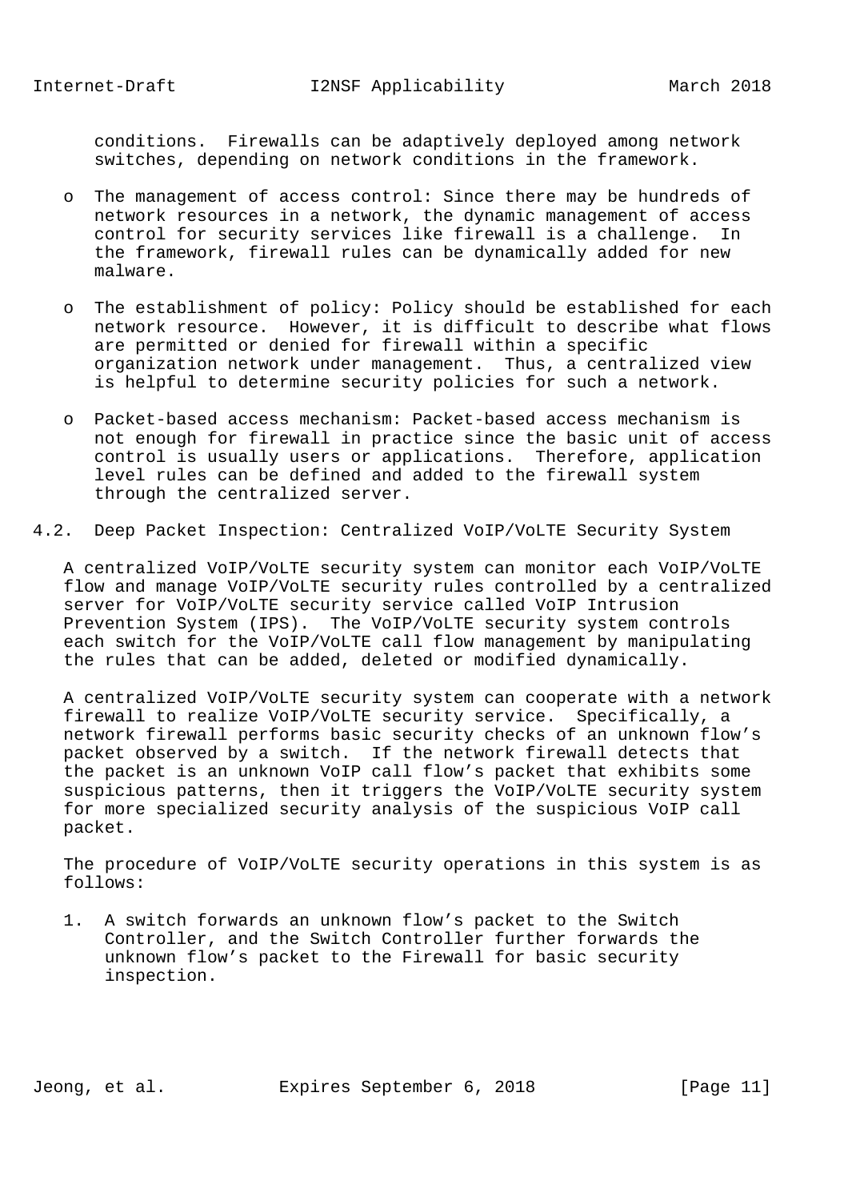conditions. Firewalls can be adaptively deployed among network switches, depending on network conditions in the framework.

- The management of access control: Since there may be hundreds of network resources in a network, the dynamic management of access control for security services like firewall is a challenge. In the framework, firewall rules can be dynamically added for new malware.

- The establishment of policy: Policy should be established for each network resource. However, it is difficult to describe what flows are permitted or denied for firewall within a specific organization network under management. Thus, a centralized view is helpful to determine security policies for such a network.

- Packet-based access mechanism: Packet-based access mechanism is not enough for firewall in practice since the basic unit of access control is usually users or applications. Therefore, application level rules can be defined and added to the firewall system through the centralized server.

## 4.2. Deep Packet Inspection: Centralized VoIP/VoLTE Security System

A centralized VoIP/VoLTE security system can monitor each VoIP/VoLTE flow and manage VoIP/VoLTE security rules controlled by a centralized server for VoIP/VoLTE security service called VoIP Intrusion Prevention System (IPS). The VoIP/VoLTE security system controls each switch for the VoIP/VoLTE call flow management by manipulating the rules that can be added, deleted or modified dynamically.

A centralized VoIP/VoLTE security system can cooperate with a network firewall to realize VoIP/VoLTE security service. Specifically, a network firewall performs basic security checks of an unknown flow's packet observed by a switch. If the network firewall detects that the packet is an unknown VoIP call flow's packet that exhibits some suspicious patterns, then it triggers the VoIP/VoLTE security system for more specialized security analysis of the suspicious VoIP call packet.

The procedure of VoIP/VoLTE security operations in this system is as follows:

1. A switch forwards an unknown flow's packet to the Switch Controller, and the Switch Controller further forwards the unknown flow's packet to the Firewall for basic security inspection.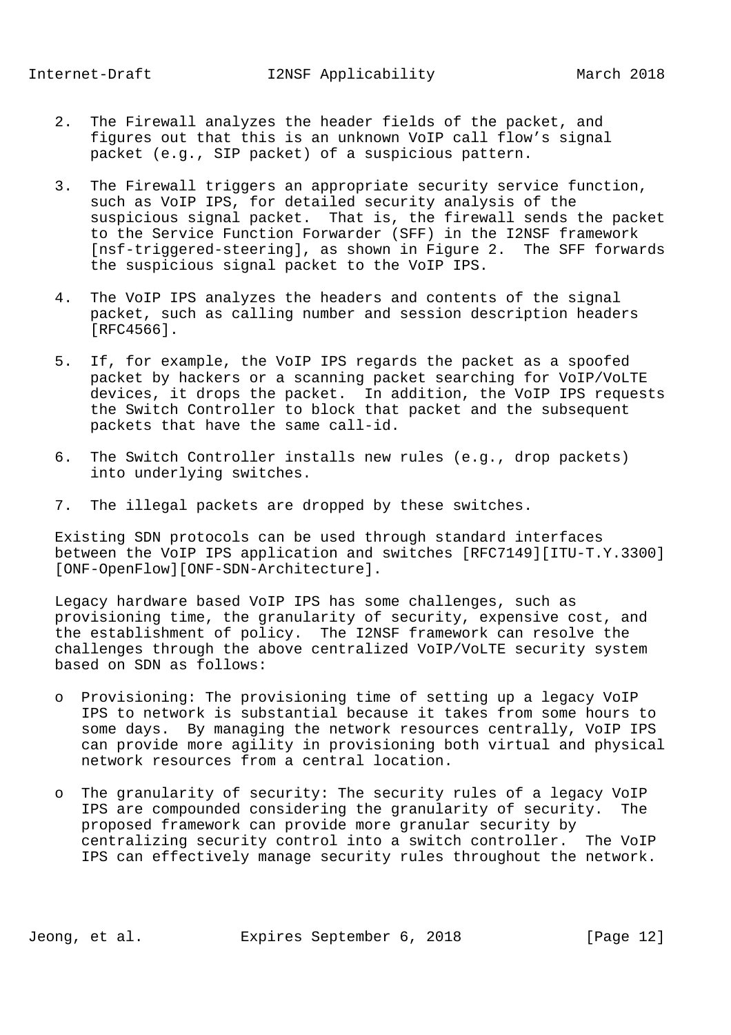2. The Firewall analyzes the header fields of the packet, and figures out that this is an unknown VoIP call flow's signal packet (e.g., SIP packet) of a suspicious pattern.

3. The Firewall triggers an appropriate security service function, such as VoIP IPS, for detailed security analysis of the suspicious signal packet. That is, the firewall sends the packet to the Service Function Forwarder (SFF) in the I2NSF framework [nsf-triggered-steering], as shown in Figure 2. The SFF forwards the suspicious signal packet to the VoIP IPS.

4. The VoIP IPS analyzes the headers and contents of the signal packet, such as calling number and session description headers [RFC4566].

5. If, for example, the VoIP IPS regards the packet as a spoofed packet by hackers or a scanning packet searching for VoIP/VoLTE devices, it drops the packet. In addition, the VoIP IPS requests the Switch Controller to block that packet and the subsequent packets that have the same call-id.

6. The Switch Controller installs new rules (e.g., drop packets) into underlying switches.

7. The illegal packets are dropped by these switches.

Existing SDN protocols can be used through standard interfaces between the VoIP IPS application and switches [RFC7149][ITU-T.Y.3300] [ONF-OpenFlow][ONF-SDN-Architecture].

Legacy hardware based VoIP IPS has some challenges, such as provisioning time, the granularity of security, expensive cost, and the establishment of policy. The I2NSF framework can resolve the challenges through the above centralized VoIP/VoLTE security system based on SDN as follows:

- Provisioning: The provisioning time of setting up a legacy VoIP IPS to network is substantial because it takes from some hours to some days. By managing the network resources centrally, VoIP IPS can provide more agility in provisioning both virtual and physical network resources from a central location.

- The granularity of security: The security rules of a legacy VoIP IPS are compounded considering the granularity of security. The proposed framework can provide more granular security by centralizing security control into a switch controller. The VoIP IPS can effectively manage security rules throughout the network.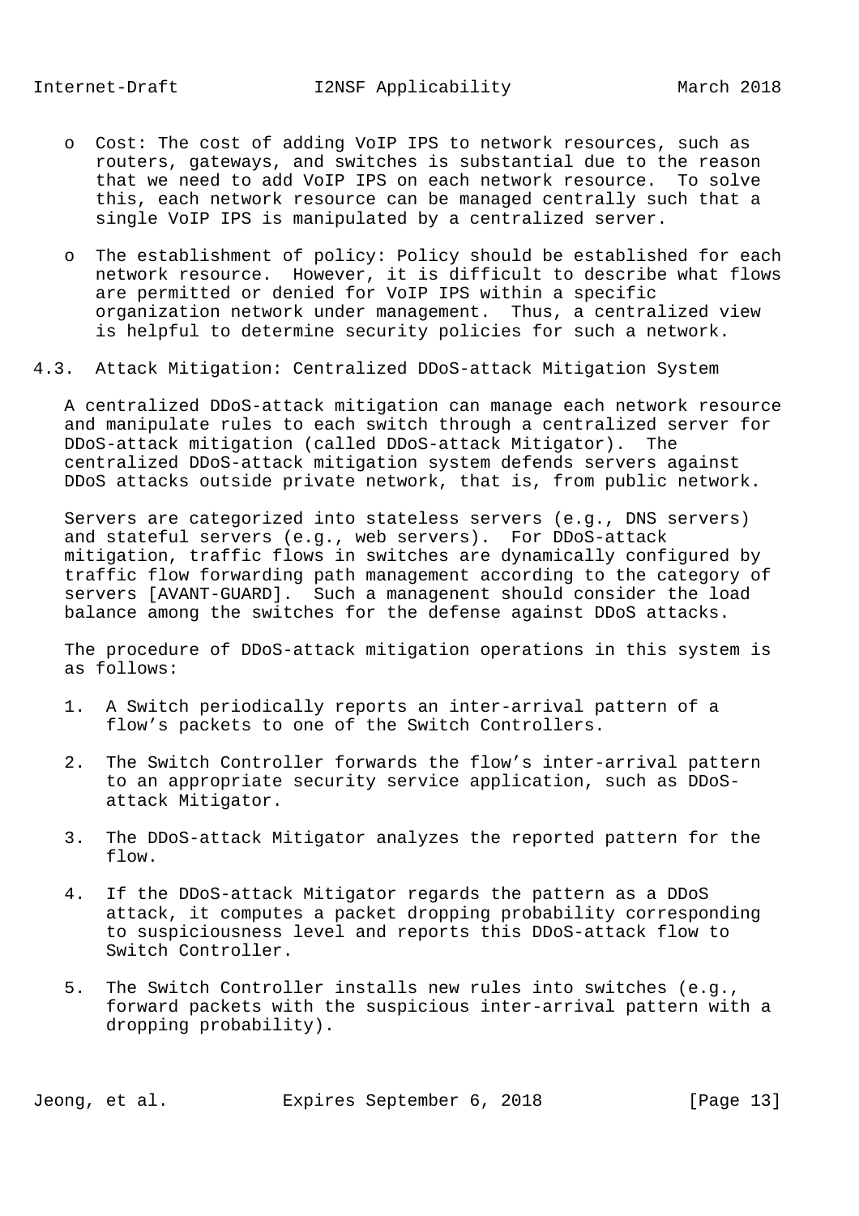- Cost: The cost of adding VoIP IPS to network resources, such as routers, gateways, and switches is substantial due to the reason that we need to add VoIP IPS on each network resource. To solve this, each network resource can be managed centrally such that a single VoIP IPS is manipulated by a centralized server.

- The establishment of policy: Policy should be established for each network resource. However, it is difficult to describe what flows are permitted or denied for VoIP IPS within a specific organization network under management. Thus, a centralized view is helpful to determine security policies for such a network.

## 4.3. Attack Mitigation: Centralized DDoS-attack Mitigation System

A centralized DDoS-attack mitigation can manage each network resource and manipulate rules to each switch through a centralized server for DDoS-attack mitigation (called DDoS-attack Mitigator). The centralized DDoS-attack mitigation system defends servers against DDoS attacks outside private network, that is, from public network.

Servers are categorized into stateless servers (e.g., DNS servers) and stateful servers (e.g., web servers). For DDoS-attack mitigation, traffic flows in switches are dynamically configured by traffic flow forwarding path management according to the category of servers [AVANT-GUARD]. Such a managenent should consider the load balance among the switches for the defense against DDoS attacks.

The procedure of DDoS-attack mitigation operations in this system is as follows:

1. A Switch periodically reports an inter-arrival pattern of a flow's packets to one of the Switch Controllers.

2. The Switch Controller forwards the flow's inter-arrival pattern to an appropriate security service application, such as DDoS-attack Mitigator.

3. The DDoS-attack Mitigator analyzes the reported pattern for the flow.

4. If the DDoS-attack Mitigator regards the pattern as a DDoS attack, it computes a packet dropping probability corresponding to suspiciousness level and reports this DDoS-attack flow to Switch Controller.

5. The Switch Controller installs new rules into switches (e.g., forward packets with the suspicious inter-arrival pattern with a dropping probability).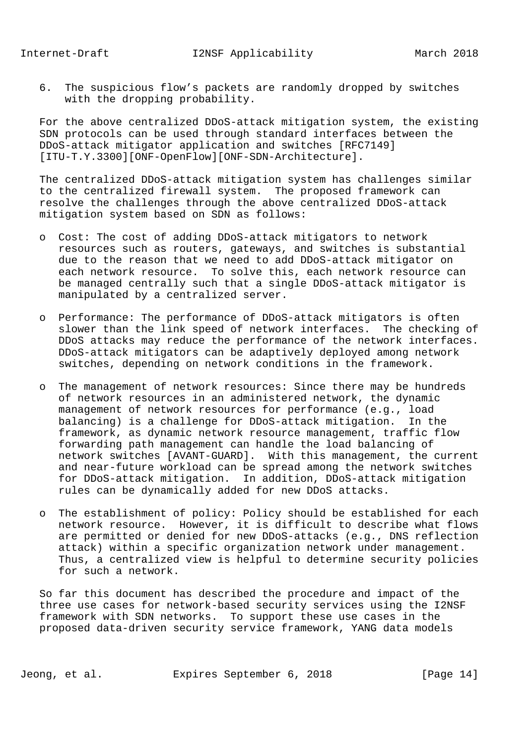6. The suspicious flow's packets are randomly dropped by switches with the dropping probability.

For the above centralized DDoS-attack mitigation system, the existing SDN protocols can be used through standard interfaces between the DDoS-attack mitigator application and switches [RFC7149] [ITU-T.Y.3300][ONF-OpenFlow][ONF-SDN-Architecture].

The centralized DDoS-attack mitigation system has challenges similar to the centralized firewall system. The proposed framework can resolve the challenges through the above centralized DDoS-attack mitigation system based on SDN as follows:

- Cost: The cost of adding DDoS-attack mitigators to network resources such as routers, gateways, and switches is substantial due to the reason that we need to add DDoS-attack mitigator on each network resource. To solve this, each network resource can be managed centrally such that a single DDoS-attack mitigator is manipulated by a centralized server.
- Performance: The performance of DDoS-attack mitigators is often slower than the link speed of network interfaces. The checking of DDoS attacks may reduce the performance of the network interfaces. DDoS-attack mitigators can be adaptively deployed among network switches, depending on network conditions in the framework.
- The management of network resources: Since there may be hundreds of network resources in an administered network, the dynamic management of network resources for performance (e.g., load balancing) is a challenge for DDoS-attack mitigation. In the framework, as dynamic network resource management, traffic flow forwarding path management can handle the load balancing of network switches [AVANT-GUARD]. With this management, the current and near-future workload can be spread among the network switches for DDoS-attack mitigation. In addition, DDoS-attack mitigation rules can be dynamically added for new DDoS attacks.
- The establishment of policy: Policy should be established for each network resource. However, it is difficult to describe what flows are permitted or denied for new DDoS-attacks (e.g., DNS reflection attack) within a specific organization network under management. Thus, a centralized view is helpful to determine security policies for such a network.

So far this document has described the procedure and impact of the three use cases for network-based security services using the I2NSF framework with SDN networks. To support these use cases in the proposed data-driven security service framework, YANG data models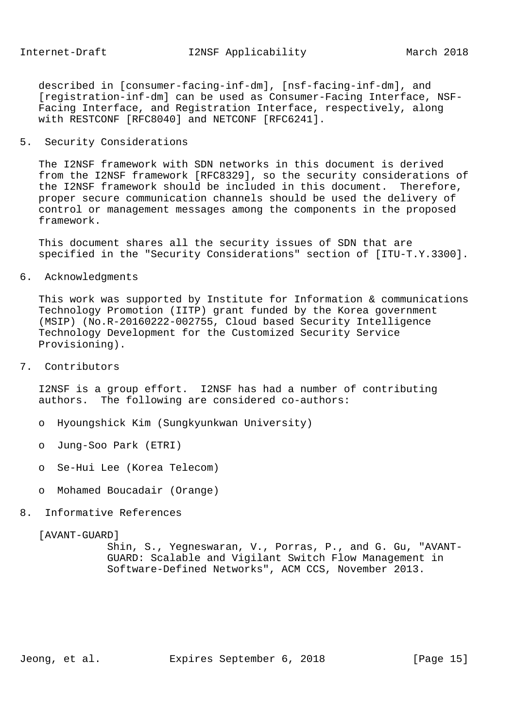described in [consumer-facing-inf-dm], [nsf-facing-inf-dm], and [registration-inf-dm] can be used as Consumer-Facing Interface, NSF-Facing Interface, and Registration Interface, respectively, along with RESTCONF [RFC8040] and NETCONF [RFC6241].

## 5. Security Considerations

The I2NSF framework with SDN networks in this document is derived from the I2NSF framework [RFC8329], so the security considerations of the I2NSF framework should be included in this document. Therefore, proper secure communication channels should be used the delivery of control or management messages among the components in the proposed framework.

This document shares all the security issues of SDN that are specified in the "Security Considerations" section of [ITU-T.Y.3300].

## 6. Acknowledgments

This work was supported by Institute for Information & communications Technology Promotion (IITP) grant funded by the Korea government (MSIP) (No.R-20160222-002755, Cloud based Security Intelligence Technology Development for the Customized Security Service Provisioning).

## 7. Contributors

I2NSF is a group effort. I2NSF has had a number of contributing authors. The following are considered co-authors:

- Hyoungshick Kim (Sungkyunkwan University)
- Jung-Soo Park (ETRI)
- Se-Hui Lee (Korea Telecom)
- Mohamed Boucadair (Orange)

## 8. Informative References

[AVANT-GUARD]
Shin, S., Yegneswaran, V., Porras, P., and G. Gu, "AVANT-GUARD: Scalable and Vigilant Switch Flow Management in Software-Defined Networks", ACM CCS, November 2013.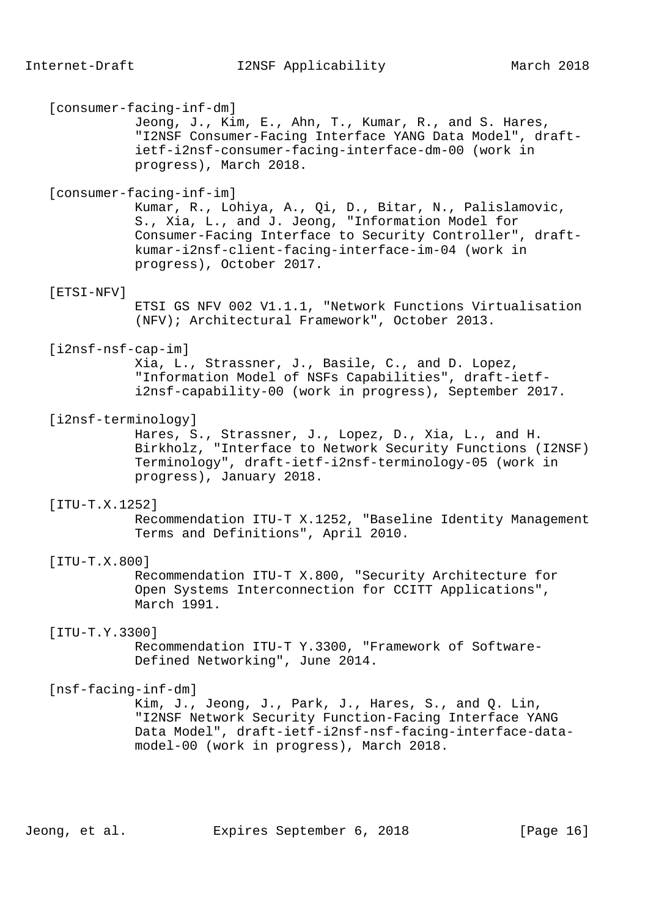[consumer-facing-inf-dm]
Jeong, J., Kim, E., Ahn, T., Kumar, R., and S. Hares, "I2NSF Consumer-Facing Interface YANG Data Model", draft-ietf-i2nsf-consumer-facing-interface-dm-00 (work in progress), March 2018.

[consumer-facing-inf-im]
Kumar, R., Lohiya, A., Qi, D., Bitar, N., Palislamovic, S., Xia, L., and J. Jeong, "Information Model for Consumer-Facing Interface to Security Controller", draft-kumar-i2nsf-client-facing-interface-im-04 (work in progress), October 2017.

[ETSI-NFV]
ETSI GS NFV 002 V1.1.1, "Network Functions Virtualisation (NFV); Architectural Framework", October 2013.

[i2nsf-nsf-cap-im]
Xia, L., Strassner, J., Basile, C., and D. Lopez, "Information Model of NSFs Capabilities", draft-ietf-i2nsf-capability-00 (work in progress), September 2017.

[i2nsf-terminology]
Hares, S., Strassner, J., Lopez, D., Xia, L., and H. Birkholz, "Interface to Network Security Functions (I2NSF) Terminology", draft-ietf-i2nsf-terminology-05 (work in progress), January 2018.

[ITU-T.X.1252]
Recommendation ITU-T X.1252, "Baseline Identity Management Terms and Definitions", April 2010.

[ITU-T.X.800]
Recommendation ITU-T X.800, "Security Architecture for Open Systems Interconnection for CCITT Applications", March 1991.

[ITU-T.Y.3300]
Recommendation ITU-T Y.3300, "Framework of Software-Defined Networking", June 2014.

[nsf-facing-inf-dm]
Kim, J., Jeong, J., Park, J., Hares, S., and Q. Lin, "I2NSF Network Security Function-Facing Interface YANG Data Model", draft-ietf-i2nsf-nsf-facing-interface-data-model-00 (work in progress), March 2018.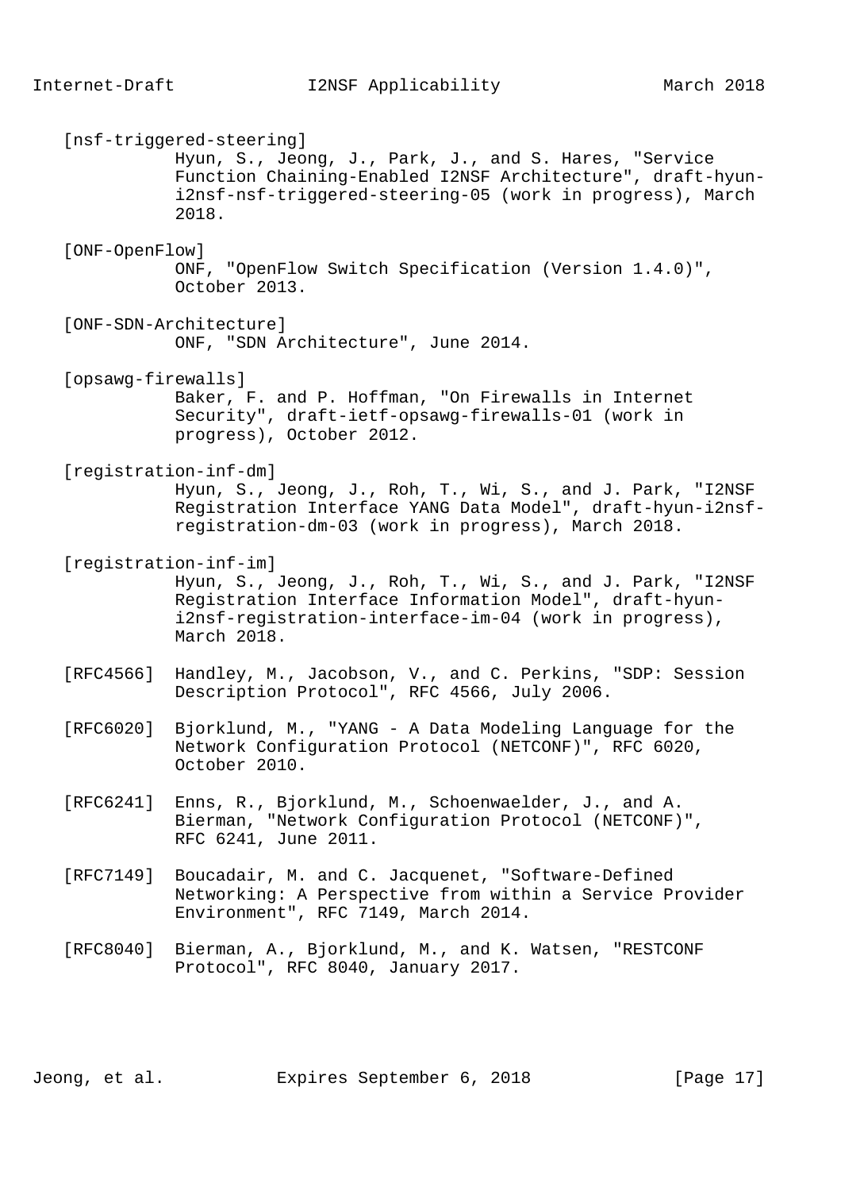[nsf-triggered-steering]
Hyun, S., Jeong, J., Park, J., and S. Hares, "Service Function Chaining-Enabled I2NSF Architecture", draft-hyun-i2nsf-nsf-triggered-steering-05 (work in progress), March 2018.

[ONF-OpenFlow]
ONF, "OpenFlow Switch Specification (Version 1.4.0)", October 2013.

[ONF-SDN-Architecture]
ONF, "SDN Architecture", June 2014.

[opsawg-firewalls]
Baker, F. and P. Hoffman, "On Firewalls in Internet Security", draft-ietf-opsawg-firewalls-01 (work in progress), October 2012.

[registration-inf-dm]
Hyun, S., Jeong, J., Roh, T., Wi, S., and J. Park, "I2NSF Registration Interface YANG Data Model", draft-hyun-i2nsf-registration-dm-03 (work in progress), March 2018.

[registration-inf-im]
Hyun, S., Jeong, J., Roh, T., Wi, S., and J. Park, "I2NSF Registration Interface Information Model", draft-hyun-i2nsf-registration-interface-im-04 (work in progress), March 2018.

[RFC4566] Handley, M., Jacobson, V., and C. Perkins, "SDP: Session Description Protocol", RFC 4566, July 2006.

[RFC6020] Bjorklund, M., "YANG - A Data Modeling Language for the Network Configuration Protocol (NETCONF)", RFC 6020, October 2010.

[RFC6241] Enns, R., Bjorklund, M., Schoenwaelder, J., and A. Bierman, "Network Configuration Protocol (NETCONF)", RFC 6241, June 2011.

[RFC7149] Boucadair, M. and C. Jacquenet, "Software-Defined Networking: A Perspective from within a Service Provider Environment", RFC 7149, March 2014.

[RFC8040] Bierman, A., Bjorklund, M., and K. Watsen, "RESTCONF Protocol", RFC 8040, January 2017.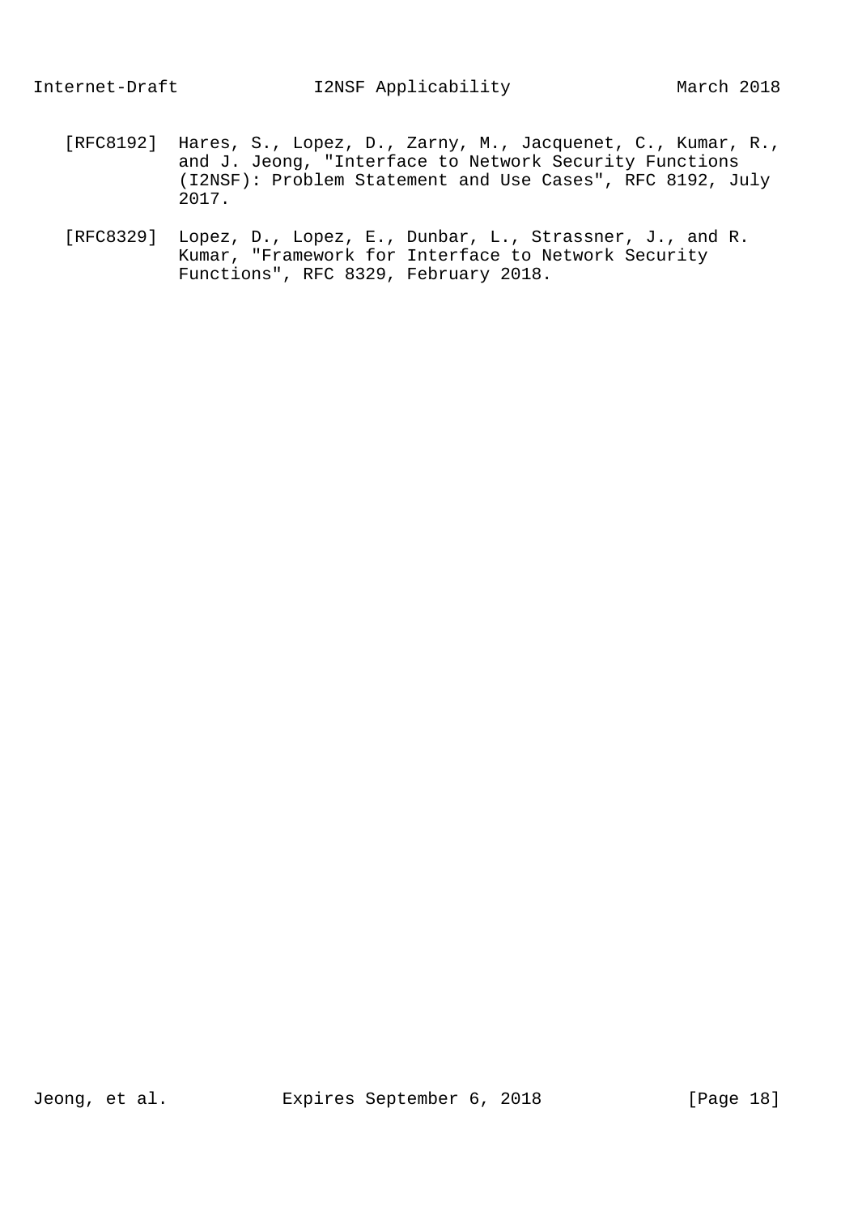[RFC8192] Hares, S., Lopez, D., Zarny, M., Jacquenet, C., Kumar, R., and J. Jeong, "Interface to Network Security Functions (I2NSF): Problem Statement and Use Cases", RFC 8192, July 2017.

[RFC8329] Lopez, D., Lopez, E., Dunbar, L., Strassner, J., and R. Kumar, "Framework for Interface to Network Security Functions", RFC 8329, February 2018.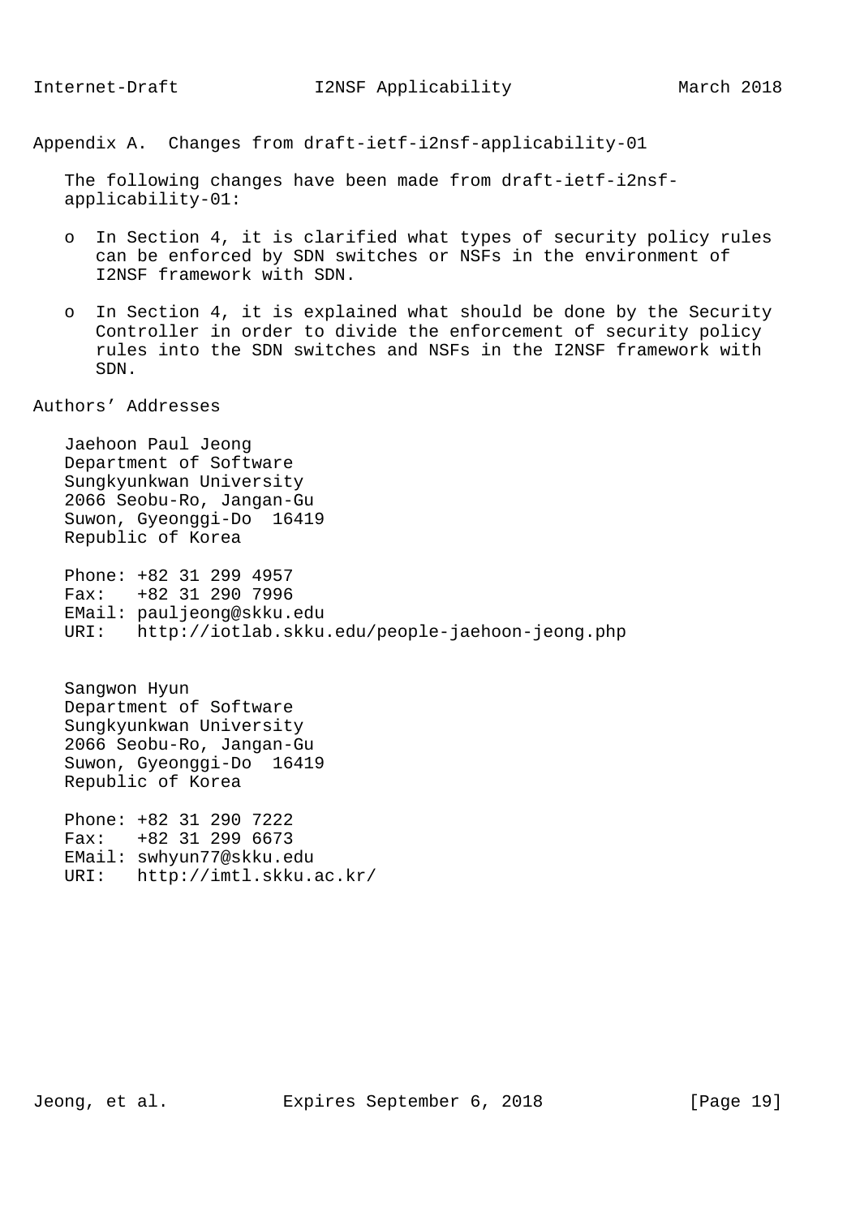## Appendix A. Changes from draft-ietf-i2nsf-applicability-01

The following changes have been made from draft-ietf-i2nsf-applicability-01:

- In Section 4, it is clarified what types of security policy rules can be enforced by SDN switches or NSFs in the environment of I2NSF framework with SDN.

- In Section 4, it is explained what should be done by the Security Controller in order to divide the enforcement of security policy rules into the SDN switches and NSFs in the I2NSF framework with SDN.

## Authors' Addresses

Jaehoon Paul Jeong
Department of Software
Sungkyunkwan University
2066 Seobu-Ro, Jangan-Gu
Suwon, Gyeonggi-Do  16419
Republic of Korea

Phone: +82 31 299 4957
Fax:   +82 31 290 7996
EMail: pauljeong@skku.edu
URI:   http://iotlab.skku.edu/people-jaehoon-jeong.php

Sangwon Hyun
Department of Software
Sungkyunkwan University
2066 Seobu-Ro, Jangan-Gu
Suwon, Gyeonggi-Do  16419
Republic of Korea

Phone: +82 31 290 7222
Fax:   +82 31 299 6673
EMail: swhyun77@skku.edu
URI:   http://imtl.skku.ac.kr/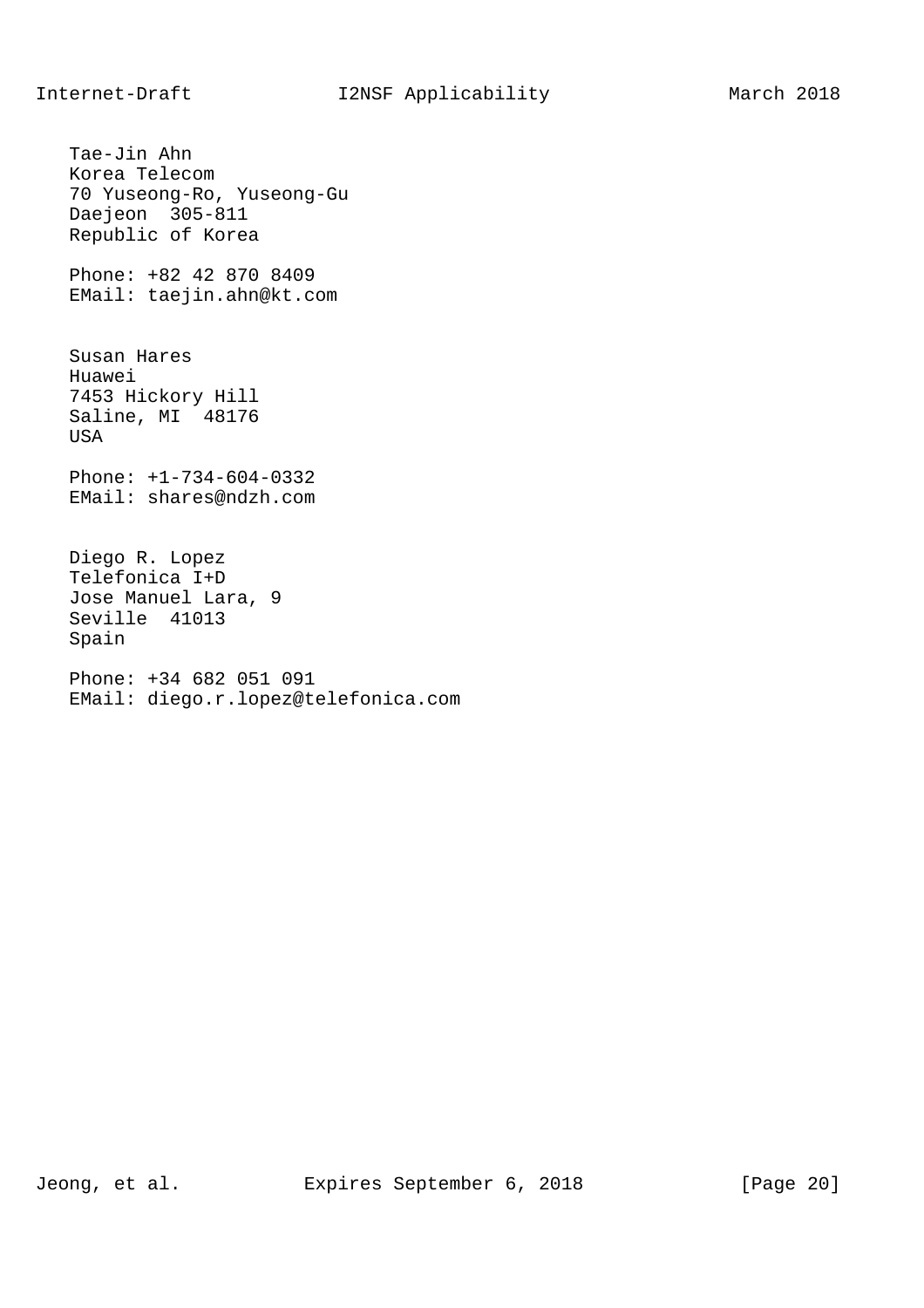Tae-Jin Ahn
Korea Telecom
70 Yuseong-Ro, Yuseong-Gu
Daejeon  305-811
Republic of Korea

Phone: +82 42 870 8409
EMail: taejin.ahn@kt.com

Susan Hares
Huawei
7453 Hickory Hill
Saline, MI  48176
USA

Phone: +1-734-604-0332
EMail: shares@ndzh.com

Diego R. Lopez
Telefonica I+D
Jose Manuel Lara, 9
Seville  41013
Spain

Phone: +34 682 051 091
EMail: diego.r.lopez@telefonica.com